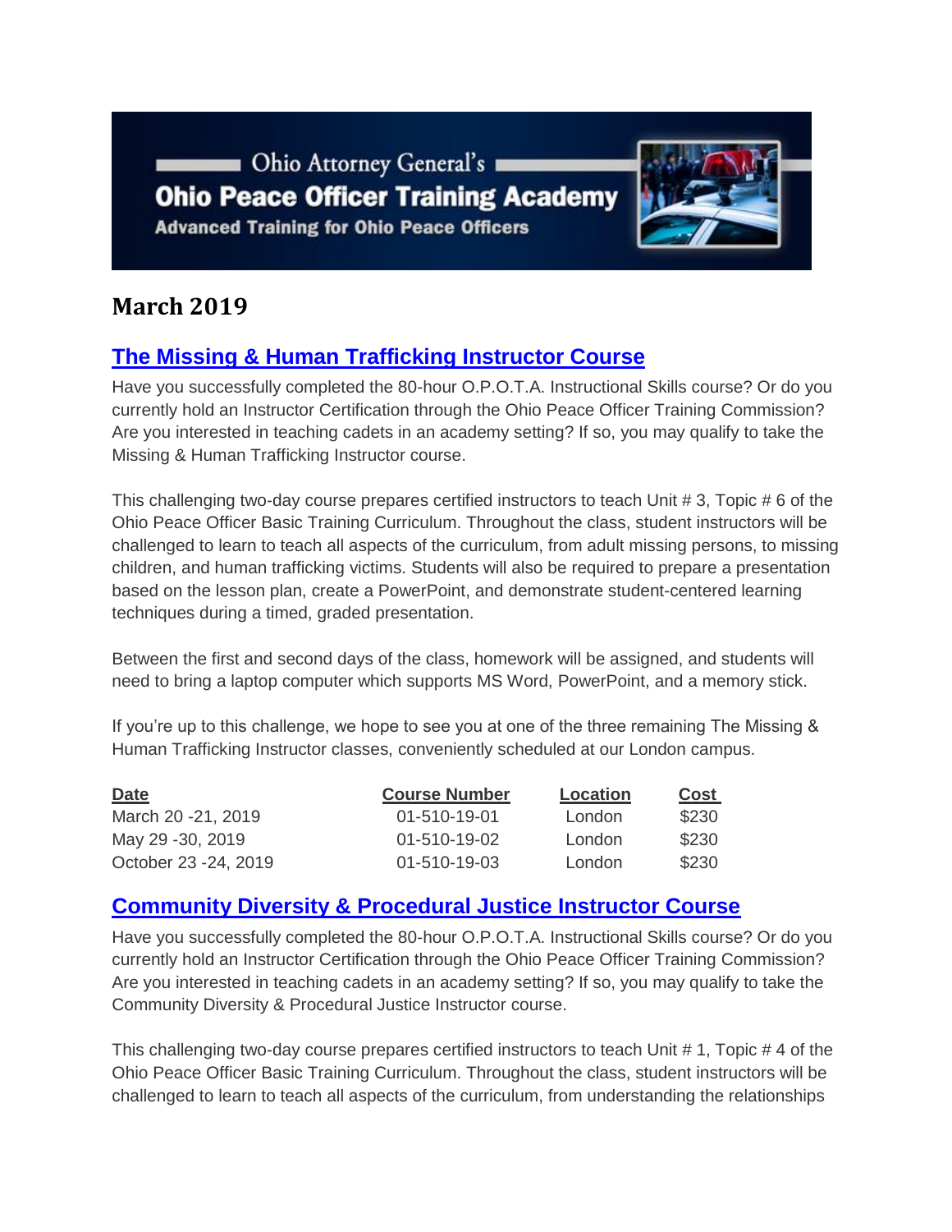Ohio Attorney General's
**Ohio Peace Officer Training Academy**
**Advanced Training for Ohio Peace Officers**

# March 2019

## The Missing & Human Trafficking Instructor Course

Have you successfully completed the 80-hour O.P.O.T.A. Instructional Skills course? Or do you currently hold an Instructor Certification through the Ohio Peace Officer Training Commission? Are you interested in teaching cadets in an academy setting? If so, you may qualify to take the Missing & Human Trafficking Instructor course.

This challenging two-day course prepares certified instructors to teach Unit # 3, Topic # 6 of the Ohio Peace Officer Basic Training Curriculum. Throughout the class, student instructors will be challenged to learn to teach all aspects of the curriculum, from adult missing persons, to missing children, and human trafficking victims. Students will also be required to prepare a presentation based on the lesson plan, create a PowerPoint, and demonstrate student-centered learning techniques during a timed, graded presentation.

Between the first and second days of the class, homework will be assigned, and students will need to bring a laptop computer which supports MS Word, PowerPoint, and a memory stick.

If you're up to this challenge, we hope to see you at one of the three remaining The Missing & Human Trafficking Instructor classes, conveniently scheduled at our London campus.

| Date | Course Number | Location | Cost |
|---|---|---|---|
| March 20 -21, 2019 | 01-510-19-01 | London | $230 |
| May 29 -30, 2019 | 01-510-19-02 | London | $230 |
| October 23 -24, 2019 | 01-510-19-03 | London | $230 |

## Community Diversity & Procedural Justice Instructor Course

Have you successfully completed the 80-hour O.P.O.T.A. Instructional Skills course? Or do you currently hold an Instructor Certification through the Ohio Peace Officer Training Commission? Are you interested in teaching cadets in an academy setting? If so, you may qualify to take the Community Diversity & Procedural Justice Instructor course.

This challenging two-day course prepares certified instructors to teach Unit # 1, Topic # 4 of the Ohio Peace Officer Basic Training Curriculum. Throughout the class, student instructors will be challenged to learn to teach all aspects of the curriculum, from understanding the relationships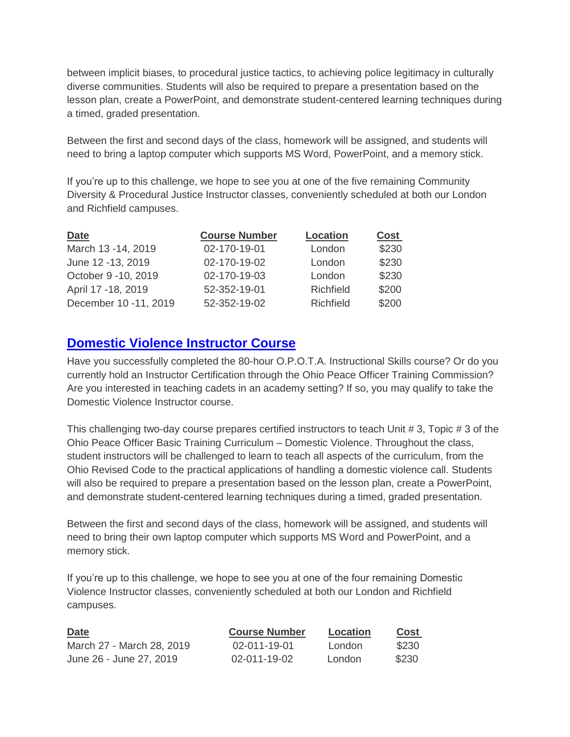between implicit biases, to procedural justice tactics, to achieving police legitimacy in culturally diverse communities. Students will also be required to prepare a presentation based on the lesson plan, create a PowerPoint, and demonstrate student-centered learning techniques during a timed, graded presentation.

Between the first and second days of the class, homework will be assigned, and students will need to bring a laptop computer which supports MS Word, PowerPoint, and a memory stick.

If you're up to this challenge, we hope to see you at one of the five remaining Community Diversity & Procedural Justice Instructor classes, conveniently scheduled at both our London and Richfield campuses.

| Date | Course Number | Location | Cost |
|---|---|---|---|
| March 13 -14, 2019 | 02-170-19-01 | London | $230 |
| June 12 -13, 2019 | 02-170-19-02 | London | $230 |
| October 9 -10, 2019 | 02-170-19-03 | London | $230 |
| April 17 -18, 2019 | 52-352-19-01 | Richfield | $200 |
| December 10 -11, 2019 | 52-352-19-02 | Richfield | $200 |

## Domestic Violence Instructor Course

Have you successfully completed the 80-hour O.P.O.T.A. Instructional Skills course? Or do you currently hold an Instructor Certification through the Ohio Peace Officer Training Commission? Are you interested in teaching cadets in an academy setting? If so, you may qualify to take the Domestic Violence Instructor course.

This challenging two-day course prepares certified instructors to teach Unit # 3, Topic # 3 of the Ohio Peace Officer Basic Training Curriculum – Domestic Violence. Throughout the class, student instructors will be challenged to learn to teach all aspects of the curriculum, from the Ohio Revised Code to the practical applications of handling a domestic violence call. Students will also be required to prepare a presentation based on the lesson plan, create a PowerPoint, and demonstrate student-centered learning techniques during a timed, graded presentation.

Between the first and second days of the class, homework will be assigned, and students will need to bring their own laptop computer which supports MS Word and PowerPoint, and a memory stick.

If you're up to this challenge, we hope to see you at one of the four remaining Domestic Violence Instructor classes, conveniently scheduled at both our London and Richfield campuses.

| Date | Course Number | Location | Cost |
|---|---|---|---|
| March 27 - March 28, 2019 | 02-011-19-01 | London | $230 |
| June 26 - June 27, 2019 | 02-011-19-02 | London | $230 |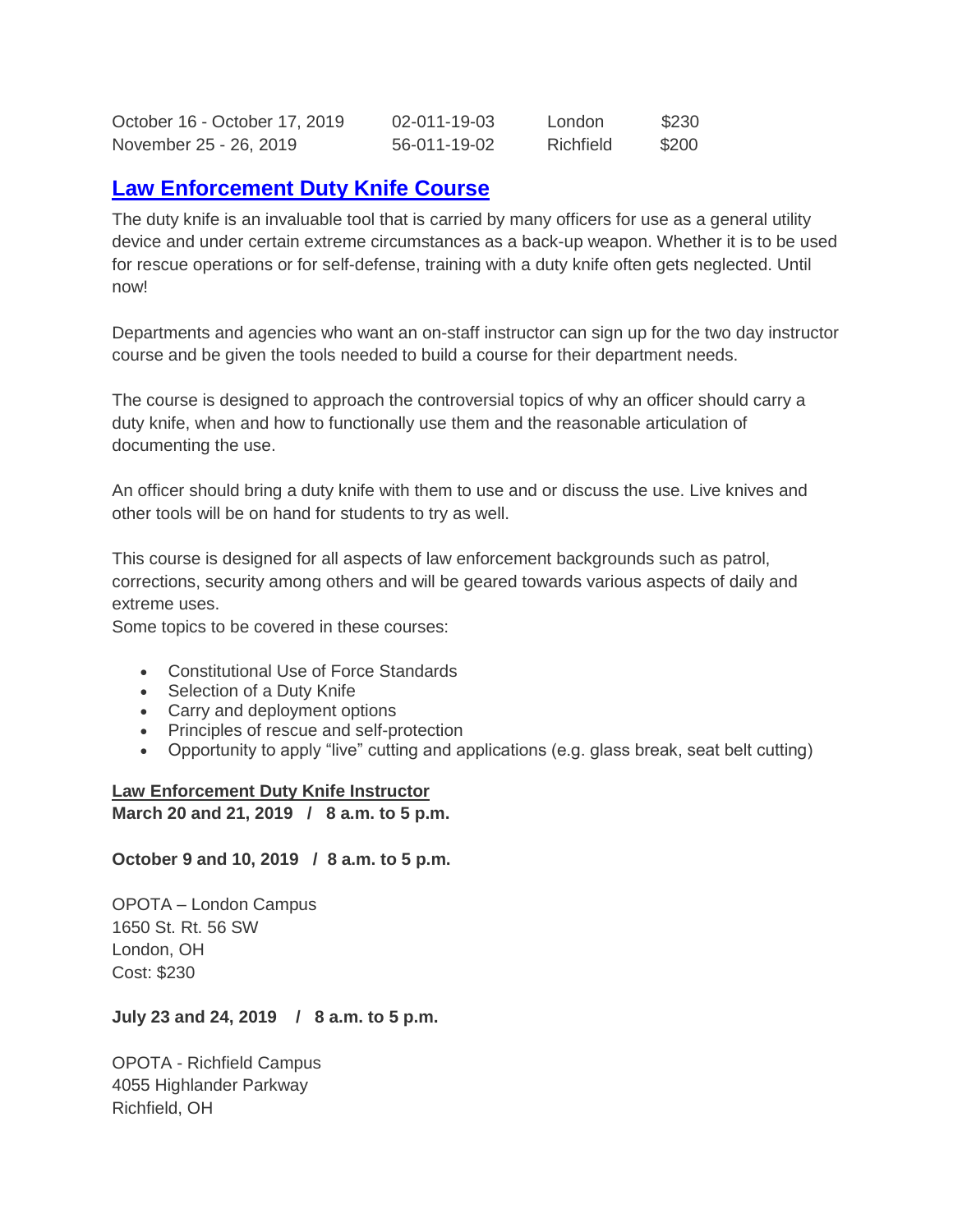| | | | |
|---|---|---|---|
| October 16 - October 17, 2019 | 02-011-19-03 | London | $230 |
| November 25 - 26, 2019 | 56-011-19-02 | Richfield | $200 |

## Law Enforcement Duty Knife Course

The duty knife is an invaluable tool that is carried by many officers for use as a general utility device and under certain extreme circumstances as a back-up weapon. Whether it is to be used for rescue operations or for self-defense, training with a duty knife often gets neglected. Until now!

Departments and agencies who want an on-staff instructor can sign up for the two day instructor course and be given the tools needed to build a course for their department needs.

The course is designed to approach the controversial topics of why an officer should carry a duty knife, when and how to functionally use them and the reasonable articulation of documenting the use.

An officer should bring a duty knife with them to use and or discuss the use. Live knives and other tools will be on hand for students to try as well.

This course is designed for all aspects of law enforcement backgrounds such as patrol, corrections, security among others and will be geared towards various aspects of daily and extreme uses.
Some topics to be covered in these courses:

- Constitutional Use of Force Standards
- Selection of a Duty Knife
- Carry and deployment options
- Principles of rescue and self-protection
- Opportunity to apply "live" cutting and applications (e.g. glass break, seat belt cutting)

**Law Enforcement Duty Knife Instructor**
**March 20 and 21, 2019 / 8 a.m. to 5 p.m.**

**October 9 and 10, 2019 / 8 a.m. to 5 p.m.**

OPOTA – London Campus
1650 St. Rt. 56 SW
London, OH
Cost: $230

**July 23 and 24, 2019 / 8 a.m. to 5 p.m.**

OPOTA - Richfield Campus
4055 Highlander Parkway
Richfield, OH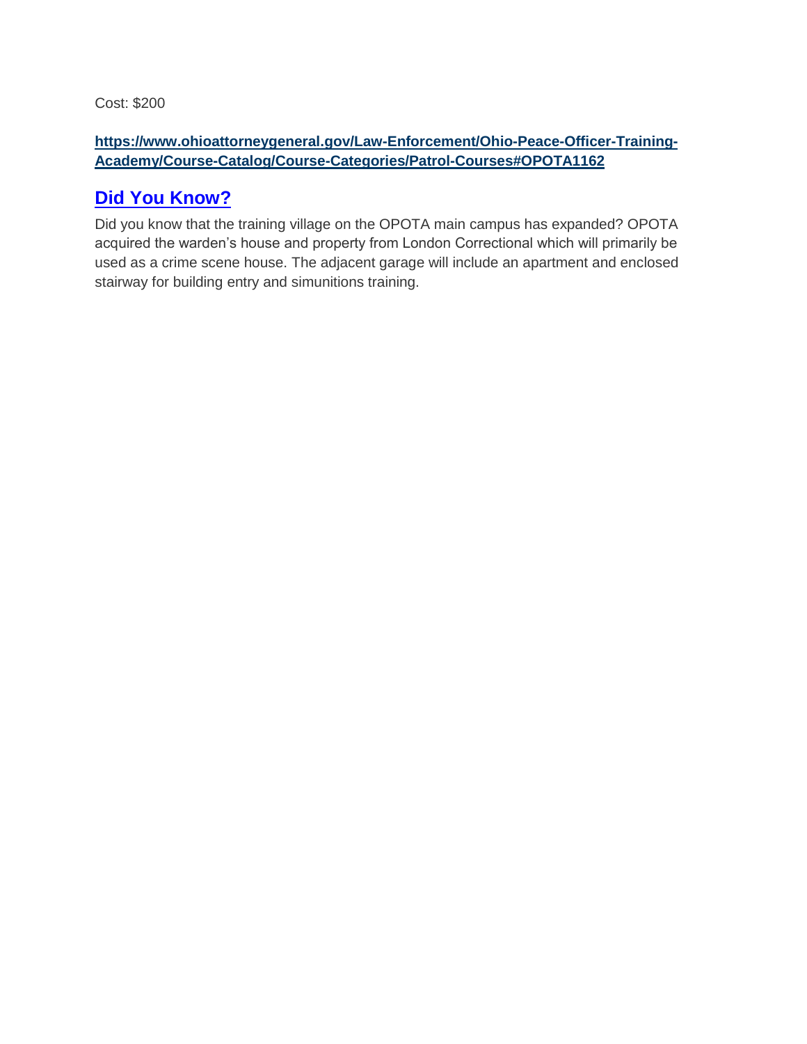Cost: $200

**https://www.ohioattorneygeneral.gov/Law-Enforcement/Ohio-Peace-Officer-Training-Academy/Course-Catalog/Course-Categories/Patrol-Courses#OPOTA1162**

## Did You Know?

Did you know that the training village on the OPOTA main campus has expanded? OPOTA acquired the warden's house and property from London Correctional which will primarily be used as a crime scene house. The adjacent garage will include an apartment and enclosed stairway for building entry and simunitions training.